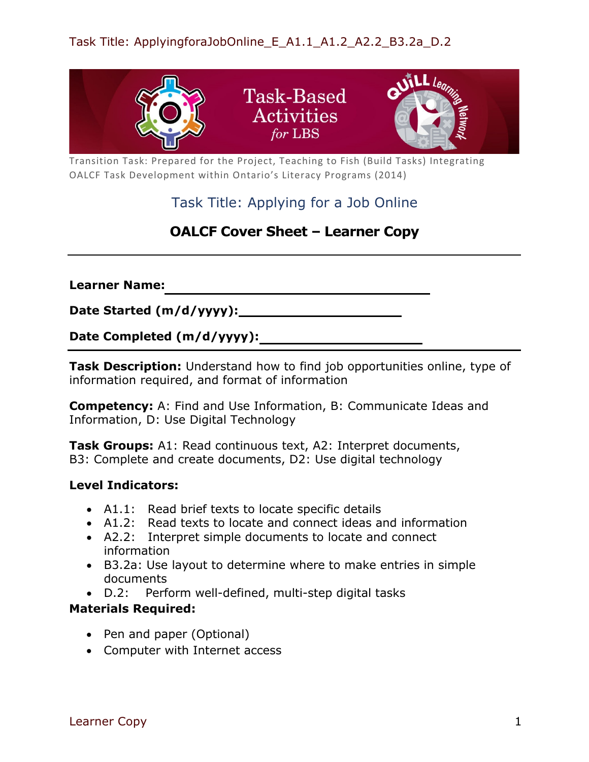Task Title: ApplyingforaJobOnline_E_A1.1_A1.2_A2.2_B3.2a_D.2

Transition Task: Prepared for the Project, Teaching to Fish (Build Tasks) Integrating OALCF Task Development within Ontario's Literacy Programs (2014)

## Task Title: Applying for a Job Online

## OALCF Cover Sheet – Learner Copy

---

**Learner Name:** ______________________________

**Date Started (m/d/yyyy):** ____________________

**Date Completed (m/d/yyyy):** ____________________

---

**Task Description:** Understand how to find job opportunities online, type of information required, and format of information

**Competency:** A: Find and Use Information, B: Communicate Ideas and Information, D: Use Digital Technology

**Task Groups:** A1: Read continuous text, A2: Interpret documents, B3: Complete and create documents, D2: Use digital technology

**Level Indicators:**

- A1.1: Read brief texts to locate specific details
- A1.2: Read texts to locate and connect ideas and information
- A2.2: Interpret simple documents to locate and connect information
- B3.2a: Use layout to determine where to make entries in simple documents
- D.2: Perform well-defined, multi-step digital tasks

**Materials Required:**

- Pen and paper (Optional)
- Computer with Internet access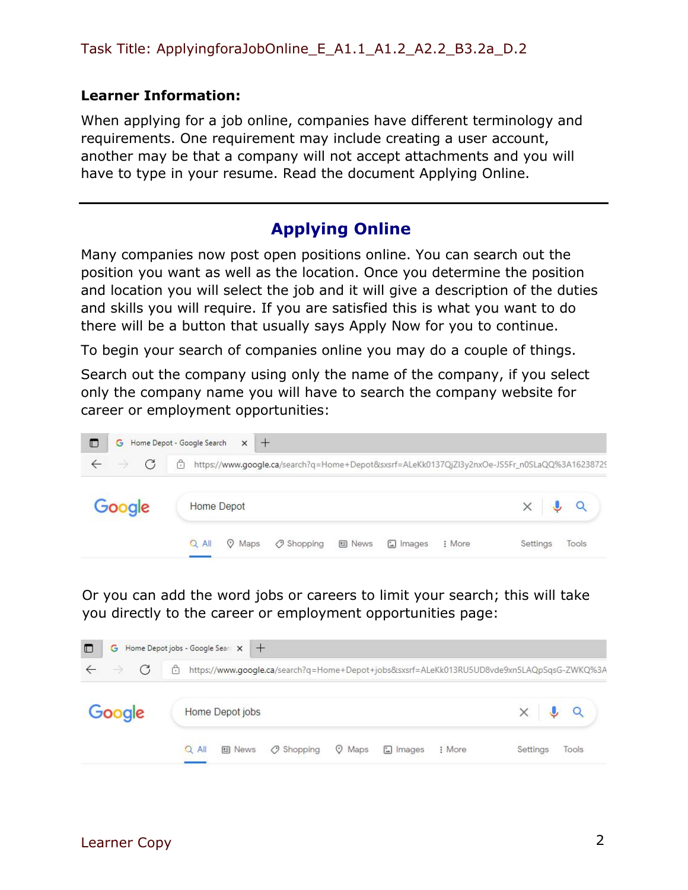Task Title: ApplyingforaJobOnline_E_A1.1_A1.2_A2.2_B3.2a_D.2

**Learner Information:**

When applying for a job online, companies have different terminology and requirements. One requirement may include creating a user account, another may be that a company will not accept attachments and you will have to type in your resume. Read the document Applying Online.

---

## Applying Online

Many companies now post open positions online. You can search out the position you want as well as the location. Once you determine the position and location you will select the job and it will give a description of the duties and skills you will require. If you are satisfied this is what you want to do there will be a button that usually says Apply Now for you to continue.

To begin your search of companies online you may do a couple of things.

Search out the company using only the name of the company, if you select only the company name you will have to search the company website for career or employment opportunities:

Or you can add the word jobs or careers to limit your search; this will take you directly to the career or employment opportunities page:

Learner Copy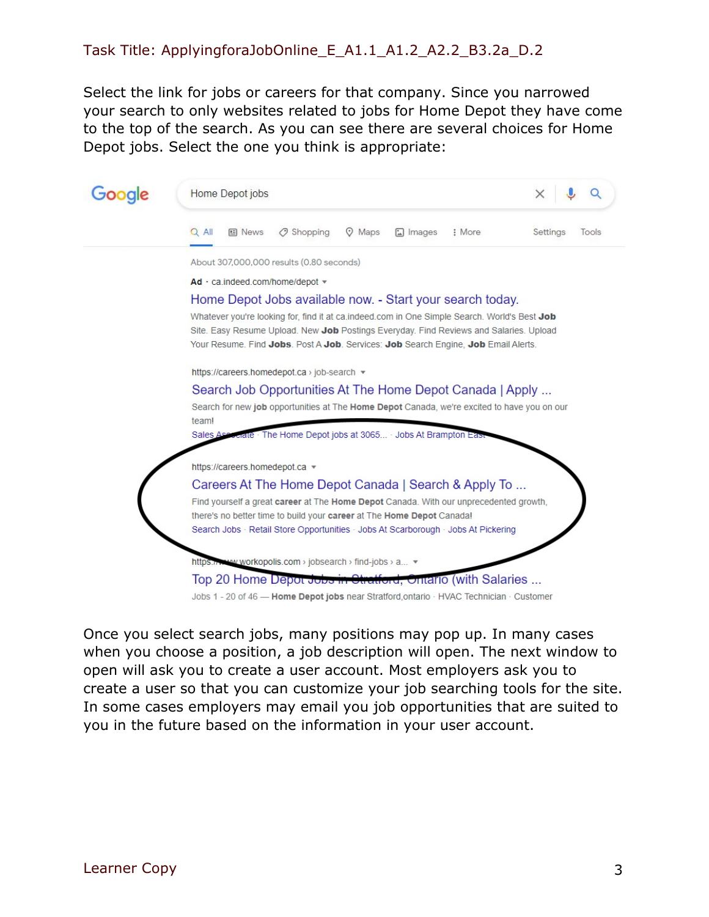Task Title: ApplyingforaJobOnline_E_A1.1_A1.2_A2.2_B3.2a_D.2

Select the link for jobs or careers for that company. Since you narrowed your search to only websites related to jobs for Home Depot they have come to the top of the search. As you can see there are several choices for Home Depot jobs. Select the one you think is appropriate:

Home Depot jobs

All | News | Shopping | Maps | Images | More | Settings | Tools

About 307,000,000 results (0.80 seconds)

Ad · ca.indeed.com/home/depot

Home Depot Jobs available now. - Start your search today.

Whatever you're looking for, find it at ca.indeed.com in One Simple Search. World's Best **Job** Site. Easy Resume Upload. New **Job** Postings Everyday. Find Reviews and Salaries. Upload Your Resume. Find **Jobs**. Post A **Job**. Services: **Job** Search Engine, **Job** Email Alerts.

https://careers.homedepot.ca › job-search

Search Job Opportunities At The Home Depot Canada | Apply ...

Search for new **job** opportunities at The **Home Depot** Canada, we're excited to have you on our team!

Sales Associate · The Home Depot jobs at 3065... · Jobs At Brampton East

https://careers.homedepot.ca

Careers At The Home Depot Canada | Search & Apply To ...

Find yourself a great **career** at The **Home Depot** Canada. With our unprecedented growth, there's no better time to build your **career** at The **Home Depot** Canada!

Search Jobs · Retail Store Opportunities · Jobs At Scarborough · Jobs At Pickering

https://www.workopolis.com › jobsearch › find-jobs › a...

Top 20 Home Depot Jobs in Stratford, Ontario (with Salaries ...

Jobs 1 - 20 of 46 — **Home Depot jobs** near Stratford,ontario · HVAC Technician · Customer

Once you select search jobs, many positions may pop up. In many cases when you choose a position, a job description will open. The next window to open will ask you to create a user account. Most employers ask you to create a user so that you can customize your job searching tools for the site. In some cases employers may email you job opportunities that are suited to you in the future based on the information in your user account.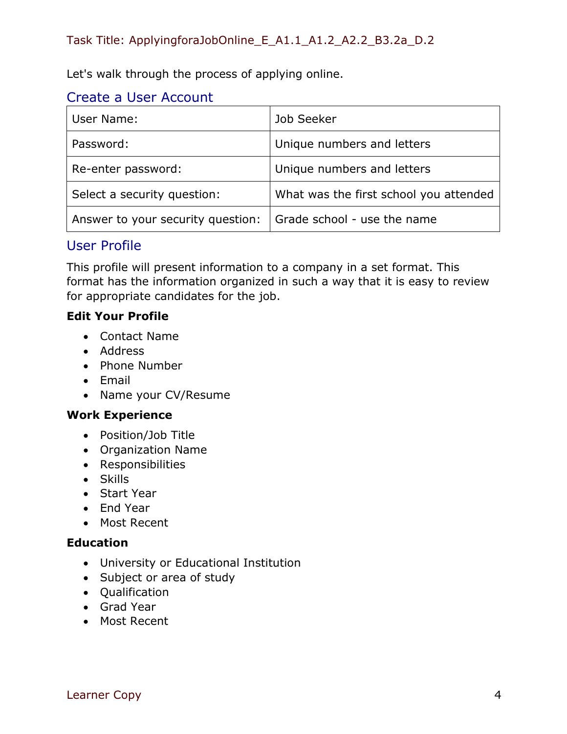Let's walk through the process of applying online.

## Create a User Account

| User Name: | Job Seeker |
| --- | --- |
| Password: | Unique numbers and letters |
| Re-enter password: | Unique numbers and letters |
| Select a security question: | What was the first school you attended |
| Answer to your security question: | Grade school - use the name |

## User Profile

This profile will present information to a company in a set format. This format has the information organized in such a way that it is easy to review for appropriate candidates for the job.

**Edit Your Profile**

- Contact Name
- Address
- Phone Number
- Email
- Name your CV/Resume

**Work Experience**

- Position/Job Title
- Organization Name
- Responsibilities
- Skills
- Start Year
- End Year
- Most Recent

**Education**

- University or Educational Institution
- Subject or area of study
- Qualification
- Grad Year
- Most Recent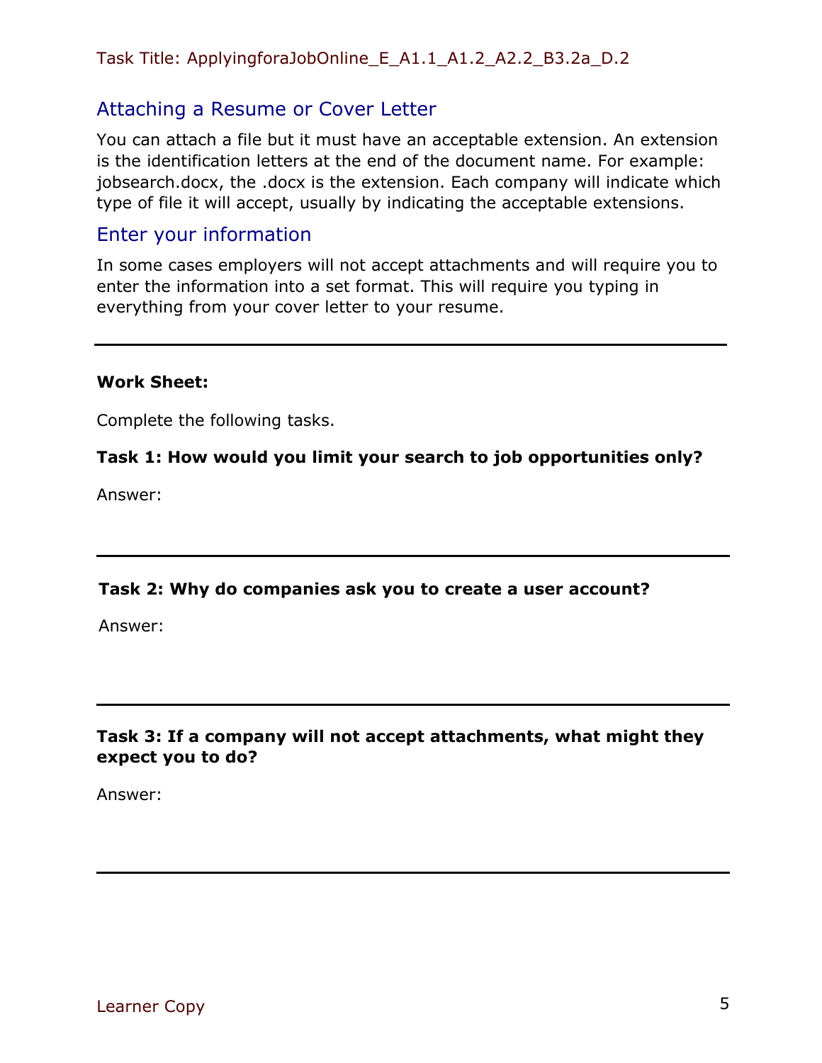## Attaching a Resume or Cover Letter

You can attach a file but it must have an acceptable extension. An extension is the identification letters at the end of the document name. For example: jobsearch.docx, the .docx is the extension. Each company will indicate which type of file it will accept, usually by indicating the acceptable extensions.

## Enter your information

In some cases employers will not accept attachments and will require you to enter the information into a set format. This will require you typing in everything from your cover letter to your resume.

---

**Work Sheet:**

Complete the following tasks.

**Task 1: How would you limit your search to job opportunities only?**

Answer:

---

**Task 2: Why do companies ask you to create a user account?**

Answer:

---

**Task 3: If a company will not accept attachments, what might they expect you to do?**

Answer:

---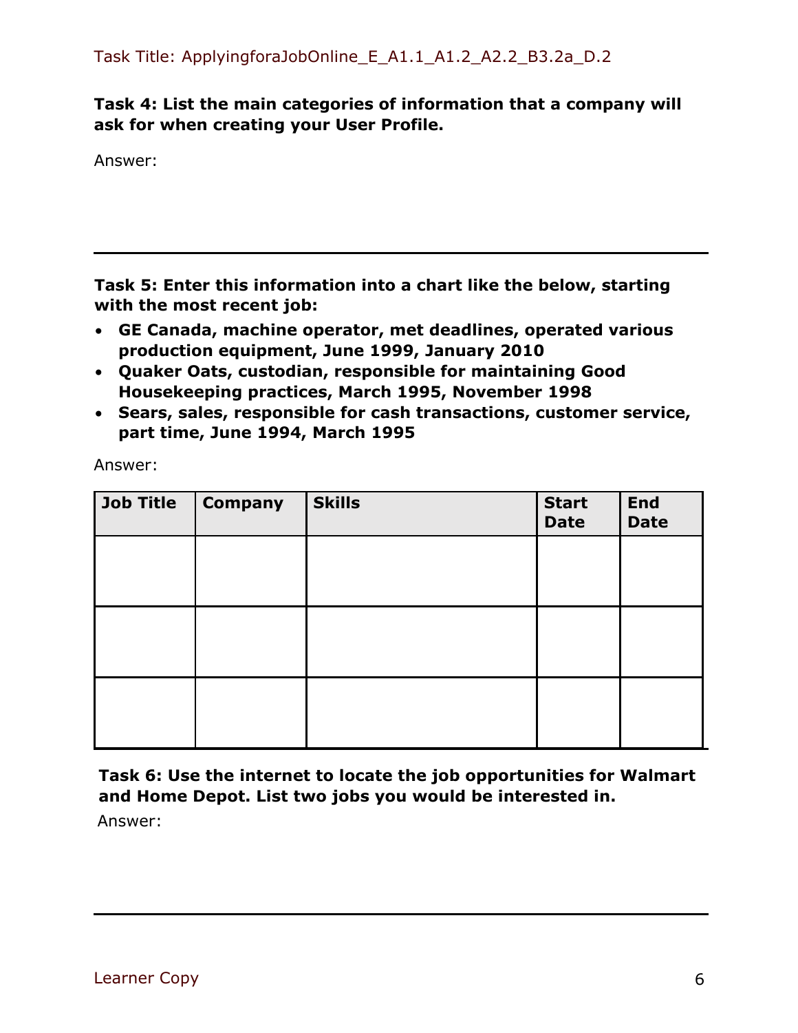Task Title: ApplyingforaJobOnline_E_A1.1_A1.2_A2.2_B3.2a_D.2

**Task 4: List the main categories of information that a company will ask for when creating your User Profile.**

Answer:

---

**Task 5: Enter this information into a chart like the below, starting with the most recent job:**

- **GE Canada, machine operator, met deadlines, operated various production equipment, June 1999, January 2010**
- **Quaker Oats, custodian, responsible for maintaining Good Housekeeping practices, March 1995, November 1998**
- **Sears, sales, responsible for cash transactions, customer service, part time, June 1994, March 1995**

Answer:

| Job Title | Company | Skills | Start Date | End Date |
|---|---|---|---|---|
| | | | | |
| | | | | |
| | | | | |

**Task 6: Use the internet to locate the job opportunities for Walmart and Home Depot. List two jobs you would be interested in.**

Answer:

---

Learner Copy